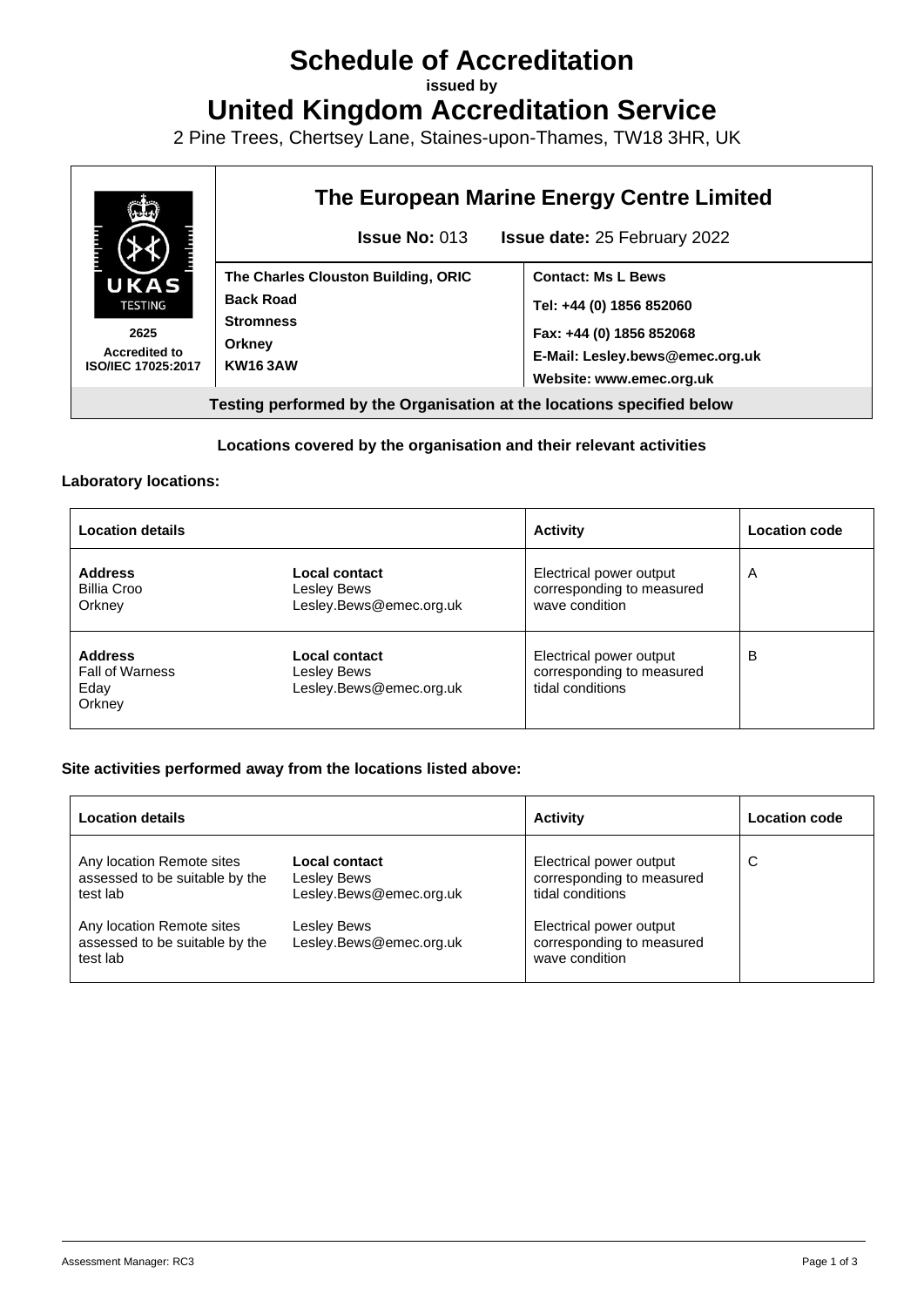# Schedule of Accreditation

**issued by**

# United Kingdom Accreditation Service

2 Pine Trees, Chertsey Lane, Staines-upon-Thames, TW18 3HR, UK

| UKAS TESTING 2625 Accredited to ISO/IEC 17025:2017 | **The European Marine Energy Centre Limited** | |
|---|---|---|
| | **Issue No:** 013 | **Issue date:** 25 February 2022 |
| | **The Charles Clouston Building, ORIC**<br>**Back Road**<br>**Stromness**<br>**Orkney**<br>**KW16 3AW** | **Contact: Ms L Bews**<br>**Tel: +44 (0) 1856 852060**<br>**Fax: +44 (0) 1856 852068**<br>**E-Mail: Lesley.bews@emec.org.uk**<br>**Website: www.emec.org.uk** |

**Testing performed by the Organisation at the locations specified below**

**Locations covered by the organisation and their relevant activities**

**Laboratory locations:**

| Location details | | Activity | Location code |
|---|---|---|---|
| **Address**<br>Billia Croo<br>Orkney | **Local contact**<br>Lesley Bews<br>Lesley.Bews@emec.org.uk | Electrical power output corresponding to measured wave condition | A |
| **Address**<br>Fall of Warness<br>Eday<br>Orkney | **Local contact**<br>Lesley Bews<br>Lesley.Bews@emec.org.uk | Electrical power output corresponding to measured tidal conditions | B |

**Site activities performed away from the locations listed above:**

| Location details | | Activity | Location code |
|---|---|---|---|
| Any location Remote sites assessed to be suitable by the test lab | **Local contact**<br>Lesley Bews<br>Lesley.Bews@emec.org.uk | Electrical power output corresponding to measured tidal conditions | C |
| Any location Remote sites assessed to be suitable by the test lab | Lesley Bews<br>Lesley.Bews@emec.org.uk | Electrical power output corresponding to measured wave condition | |

Assessment Manager: RC3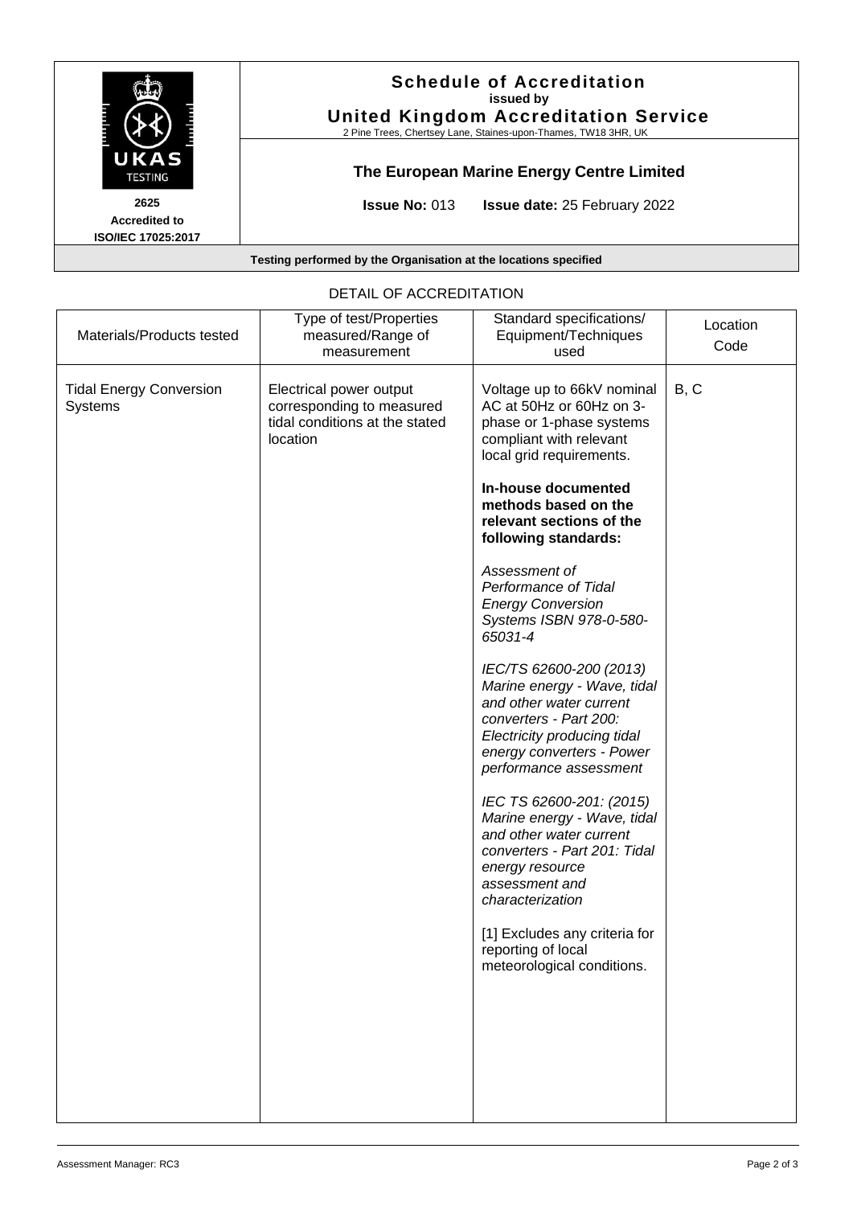**Schedule of Accreditation**
**issued by**
**United Kingdom Accreditation Service**
2 Pine Trees, Chertsey Lane, Staines-upon-Thames, TW18 3HR, UK

UKAS TESTING
**2625**
**Accredited to**
**ISO/IEC 17025:2017**

**The European Marine Energy Centre Limited**

**Issue No:** 013 **Issue date:** 25 February 2022

**Testing performed by the Organisation at the locations specified**

DETAIL OF ACCREDITATION

| Materials/Products tested | Type of test/Properties measured/Range of measurement | Standard specifications/ Equipment/Techniques used | Location Code |
|---|---|---|---|
| Tidal Energy Conversion Systems | Electrical power output corresponding to measured tidal conditions at the stated location | Voltage up to 66kV nominal AC at 50Hz or 60Hz on 3-phase or 1-phase systems compliant with relevant local grid requirements.<br><br>**In-house documented methods based on the relevant sections of the following standards:**<br><br>*Assessment of Performance of Tidal Energy Conversion Systems ISBN 978-0-580-65031-4*<br><br>*IEC/TS 62600-200 (2013) Marine energy - Wave, tidal and other water current converters - Part 200: Electricity producing tidal energy converters - Power performance assessment*<br><br>*IEC TS 62600-201: (2015) Marine energy - Wave, tidal and other water current converters - Part 201: Tidal energy resource assessment and characterization*<br><br>[1] Excludes any criteria for reporting of local meteorological conditions. | B, C |

Assessment Manager: RC3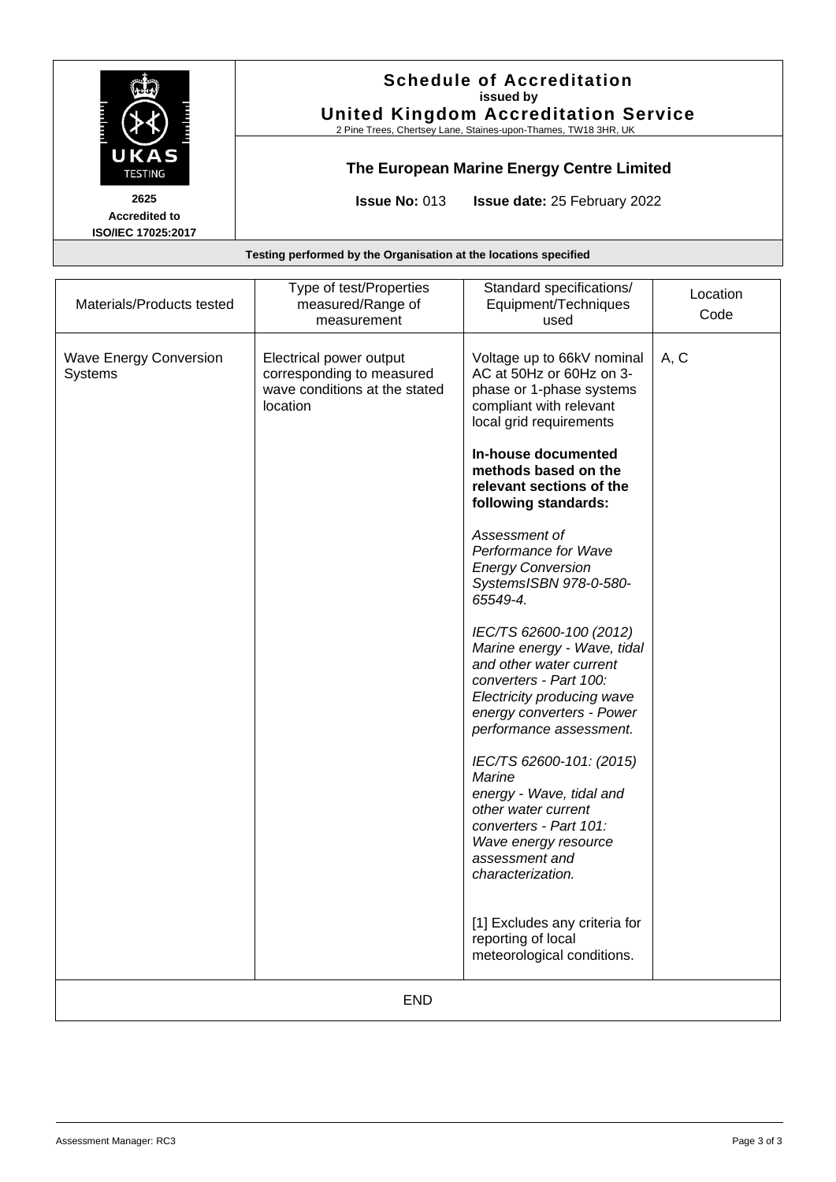# Schedule of Accreditation

issued by

**United Kingdom Accreditation Service**

2 Pine Trees, Chertsey Lane, Staines-upon-Thames, TW18 3HR, UK

UKAS TESTING

2625

Accredited to ISO/IEC 17025:2017

## The European Marine Energy Centre Limited

**Issue No:** 013 **Issue date:** 25 February 2022

**Testing performed by the Organisation at the locations specified**

| Materials/Products tested | Type of test/Properties measured/Range of measurement | Standard specifications/ Equipment/Techniques used | Location Code |
|---|---|---|---|
| Wave Energy Conversion Systems | Electrical power output corresponding to measured wave conditions at the stated location | Voltage up to 66kV nominal AC at 50Hz or 60Hz on 3-phase or 1-phase systems compliant with relevant local grid requirements<br><br>**In-house documented methods based on the relevant sections of the following standards:**<br><br>*Assessment of Performance for Wave Energy Conversion SystemsISBN 978-0-580-65549-4.*<br><br>*IEC/TS 62600-100 (2012) Marine energy - Wave, tidal and other water current converters - Part 100: Electricity producing wave energy converters - Power performance assessment.*<br><br>*IEC/TS 62600-101: (2015) Marine energy - Wave, tidal and other water current converters - Part 101: Wave energy resource assessment and characterization.*<br><br>[1] Excludes any criteria for reporting of local meteorological conditions. | A, C |

END

Assessment Manager: RC3